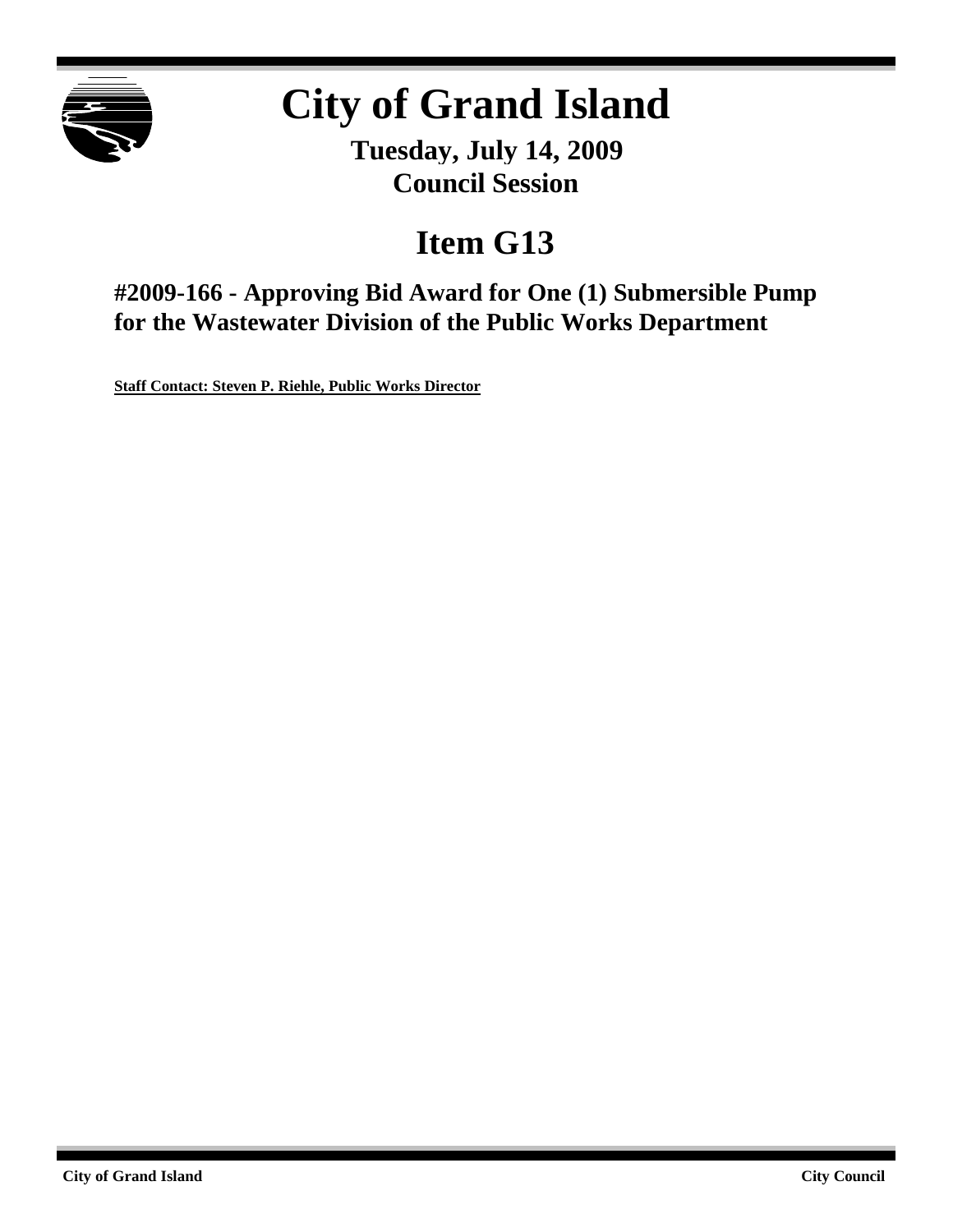# City of Grand Island

**Tuesday, July 14, 2009**
**Council Session**

# Item G13

## #2009-166 - Approving Bid Award for One (1) Submersible Pump for the Wastewater Division of the Public Works Department

**Staff Contact: Steven P. Riehle, Public Works Director**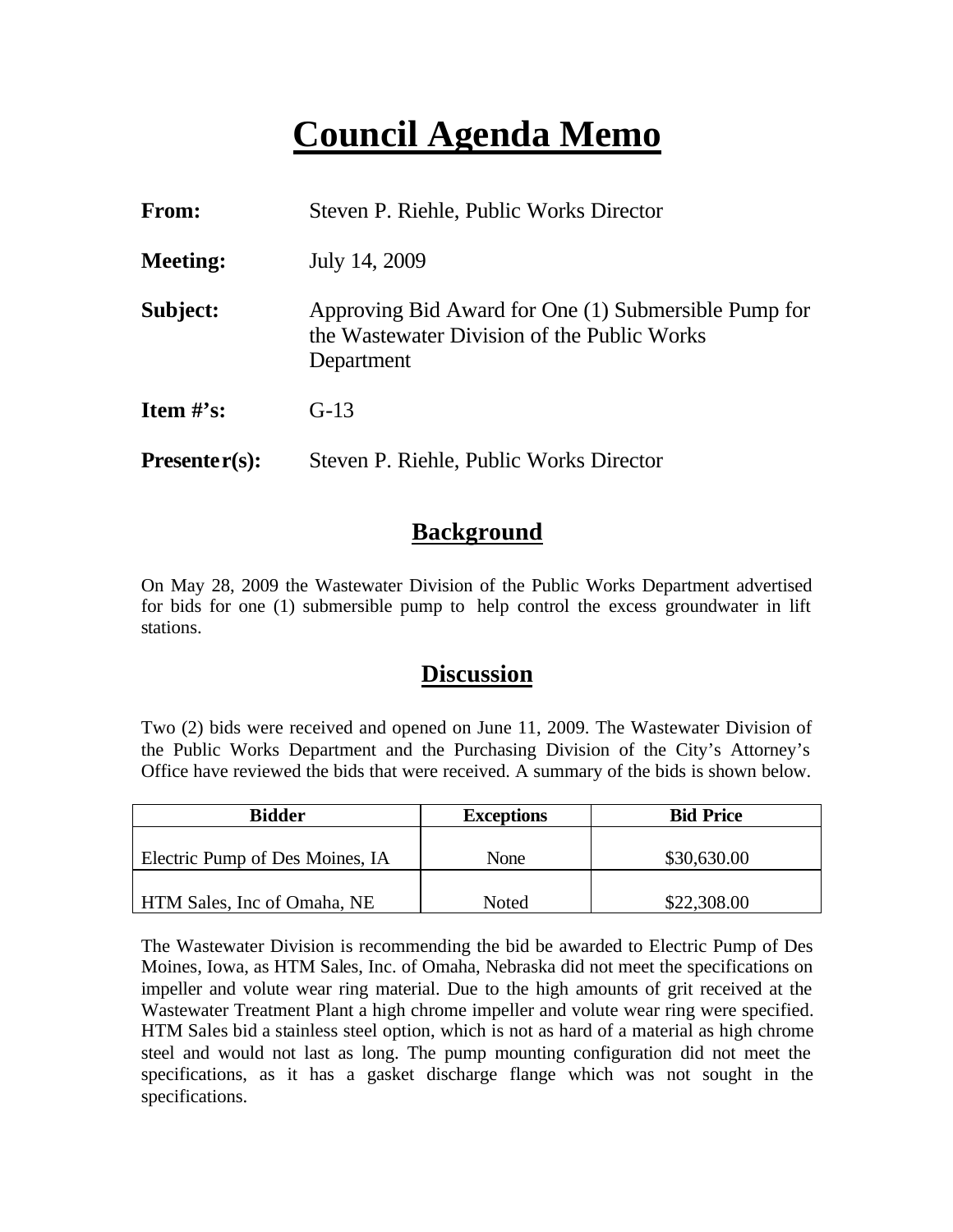# Council Agenda Memo

**From:** Steven P. Riehle, Public Works Director

**Meeting:** July 14, 2009

**Subject:** Approving Bid Award for One (1) Submersible Pump for the Wastewater Division of the Public Works Department

**Item #'s:** G-13

**Presenter(s):** Steven P. Riehle, Public Works Director

## Background

On May 28, 2009 the Wastewater Division of the Public Works Department advertised for bids for one (1) submersible pump to help control the excess groundwater in lift stations.

## Discussion

Two (2) bids were received and opened on June 11, 2009. The Wastewater Division of the Public Works Department and the Purchasing Division of the City's Attorney's Office have reviewed the bids that were received. A summary of the bids is shown below.

| Bidder | Exceptions | Bid Price |
|---|---|---|
| Electric Pump of Des Moines, IA | None | $30,630.00 |
| HTM Sales, Inc of Omaha, NE | Noted | $22,308.00 |

The Wastewater Division is recommending the bid be awarded to Electric Pump of Des Moines, Iowa, as HTM Sales, Inc. of Omaha, Nebraska did not meet the specifications on impeller and volute wear ring material. Due to the high amounts of grit received at the Wastewater Treatment Plant a high chrome impeller and volute wear ring were specified. HTM Sales bid a stainless steel option, which is not as hard of a material as high chrome steel and would not last as long. The pump mounting configuration did not meet the specifications, as it has a gasket discharge flange which was not sought in the specifications.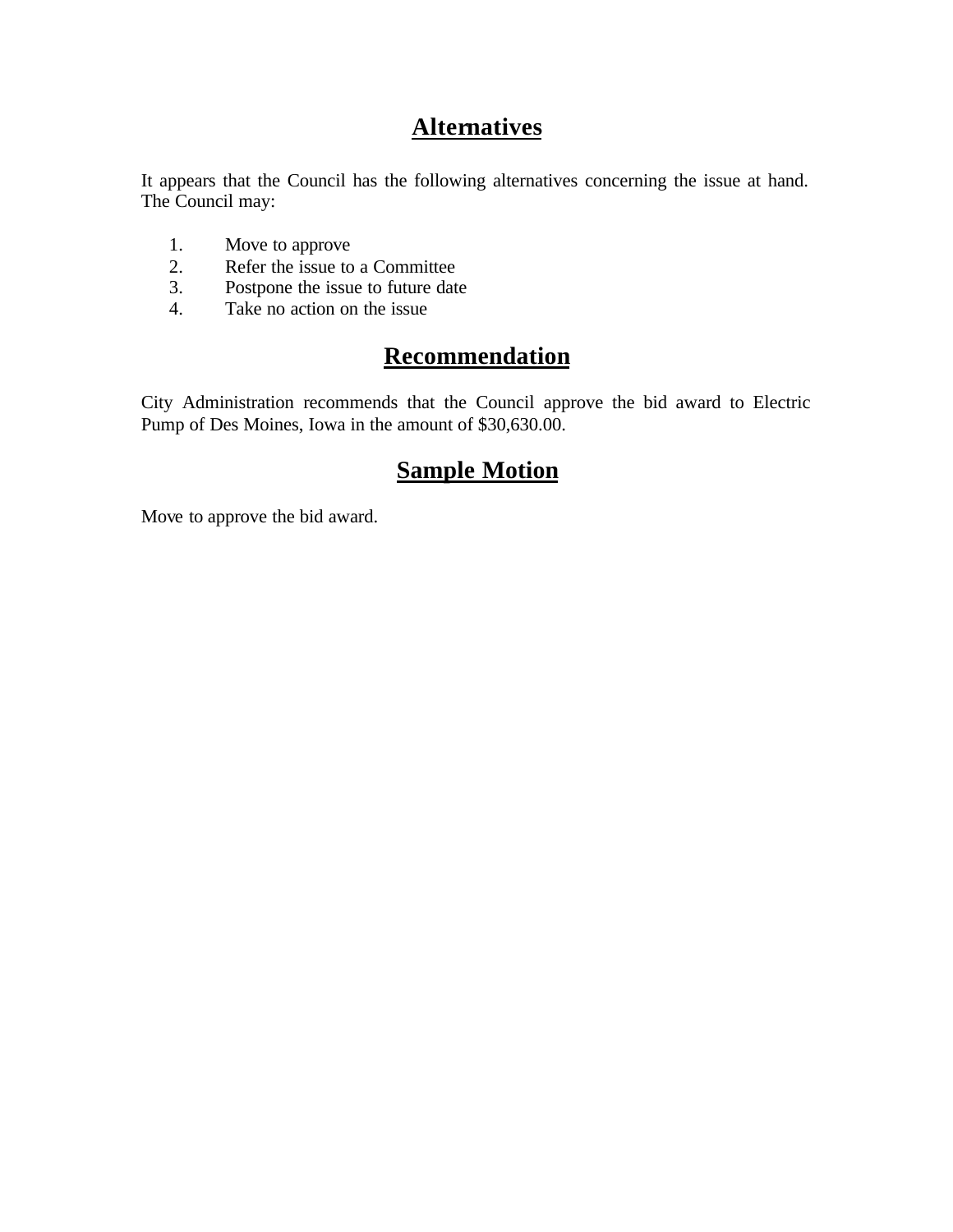## Alternatives

It appears that the Council has the following alternatives concerning the issue at hand. The Council may:

1. Move to approve
2. Refer the issue to a Committee
3. Postpone the issue to future date
4. Take no action on the issue

## Recommendation

City Administration recommends that the Council approve the bid award to Electric Pump of Des Moines, Iowa in the amount of $30,630.00.

## Sample Motion

Move to approve the bid award.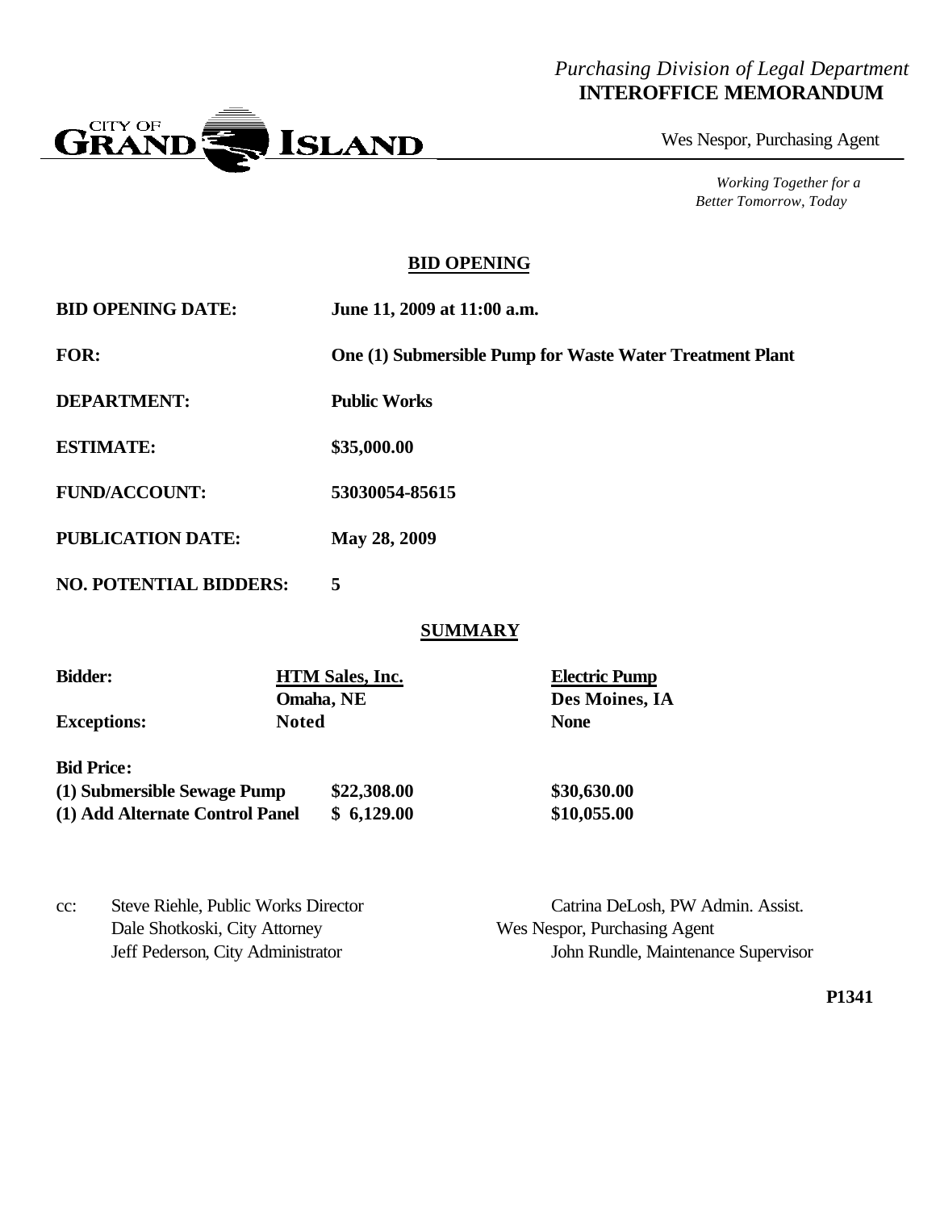*Purchasing Division of Legal Department*
**INTEROFFICE MEMORANDUM**

CITY OF GRAND ISLAND

Wes Nespor, Purchasing Agent

*Working Together for a Better Tomorrow, Today*

## BID OPENING

| | |
|---|---|
| **BID OPENING DATE:** | **June 11, 2009 at 11:00 a.m.** |
| **FOR:** | **One (1) Submersible Pump for Waste Water Treatment Plant** |
| **DEPARTMENT:** | **Public Works** |
| **ESTIMATE:** | **\$35,000.00** |
| **FUND/ACCOUNT:** | **53030054-85615** |
| **PUBLICATION DATE:** | **May 28, 2009** |
| **NO. POTENTIAL BIDDERS:** | **5** |

## SUMMARY

| **Bidder:** | **HTM Sales, Inc.** Omaha, NE | **Electric Pump** Des Moines, IA |
|---|---|---|
| **Exceptions:** | **Noted** | **None** |
| **Bid Price:** | | |
| **(1) Submersible Sewage Pump** | **\$22,308.00** | **\$30,630.00** |
| **(1) Add Alternate Control Panel** | **\$ 6,129.00** | **\$10,055.00** |

cc: Steve Riehle, Public Works Director
Dale Shotkoski, City Attorney
Jeff Pederson, City Administrator
Catrina DeLosh, PW Admin. Assist.
Wes Nespor, Purchasing Agent
John Rundle, Maintenance Supervisor

**P1341**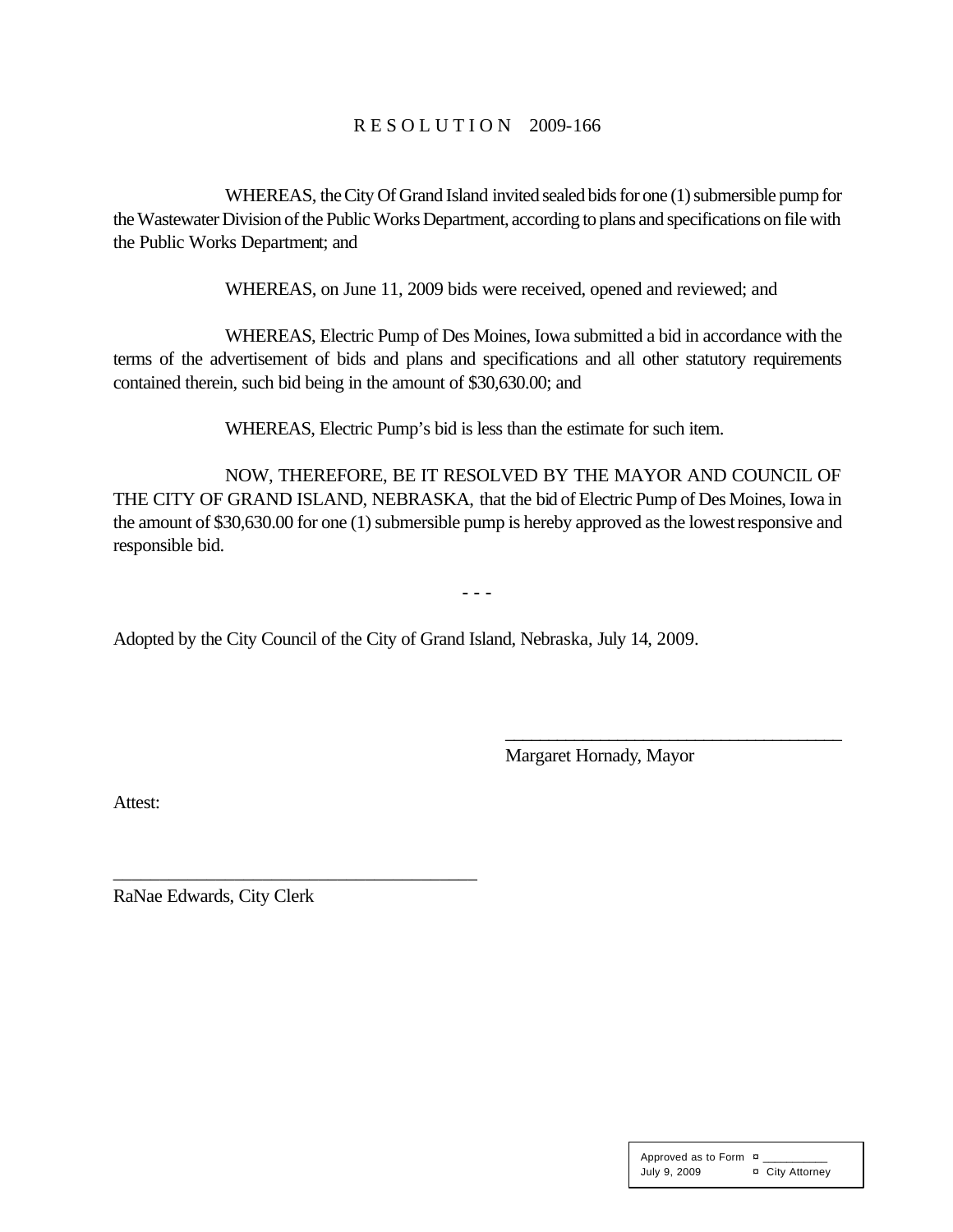# R E S O L U T I O N 2009-166

WHEREAS, the City Of Grand Island invited sealed bids for one (1) submersible pump for the Wastewater Division of the Public Works Department, according to plans and specifications on file with the Public Works Department; and

WHEREAS, on June 11, 2009 bids were received, opened and reviewed; and

WHEREAS, Electric Pump of Des Moines, Iowa submitted a bid in accordance with the terms of the advertisement of bids and plans and specifications and all other statutory requirements contained therein, such bid being in the amount of $30,630.00; and

WHEREAS, Electric Pump's bid is less than the estimate for such item.

NOW, THEREFORE, BE IT RESOLVED BY THE MAYOR AND COUNCIL OF THE CITY OF GRAND ISLAND, NEBRASKA, that the bid of Electric Pump of Des Moines, Iowa in the amount of $30,630.00 for one (1) submersible pump is hereby approved as the lowest responsive and responsible bid.

- - -

Adopted by the City Council of the City of Grand Island, Nebraska, July 14, 2009.

_____________________________________
Margaret Hornady, Mayor

Attest:

_____________________________________
RaNae Edwards, City Clerk

| | |
|---|---|
| Approved as to Form ¤ | __________ |
| July 9, 2009 | ¤ City Attorney |